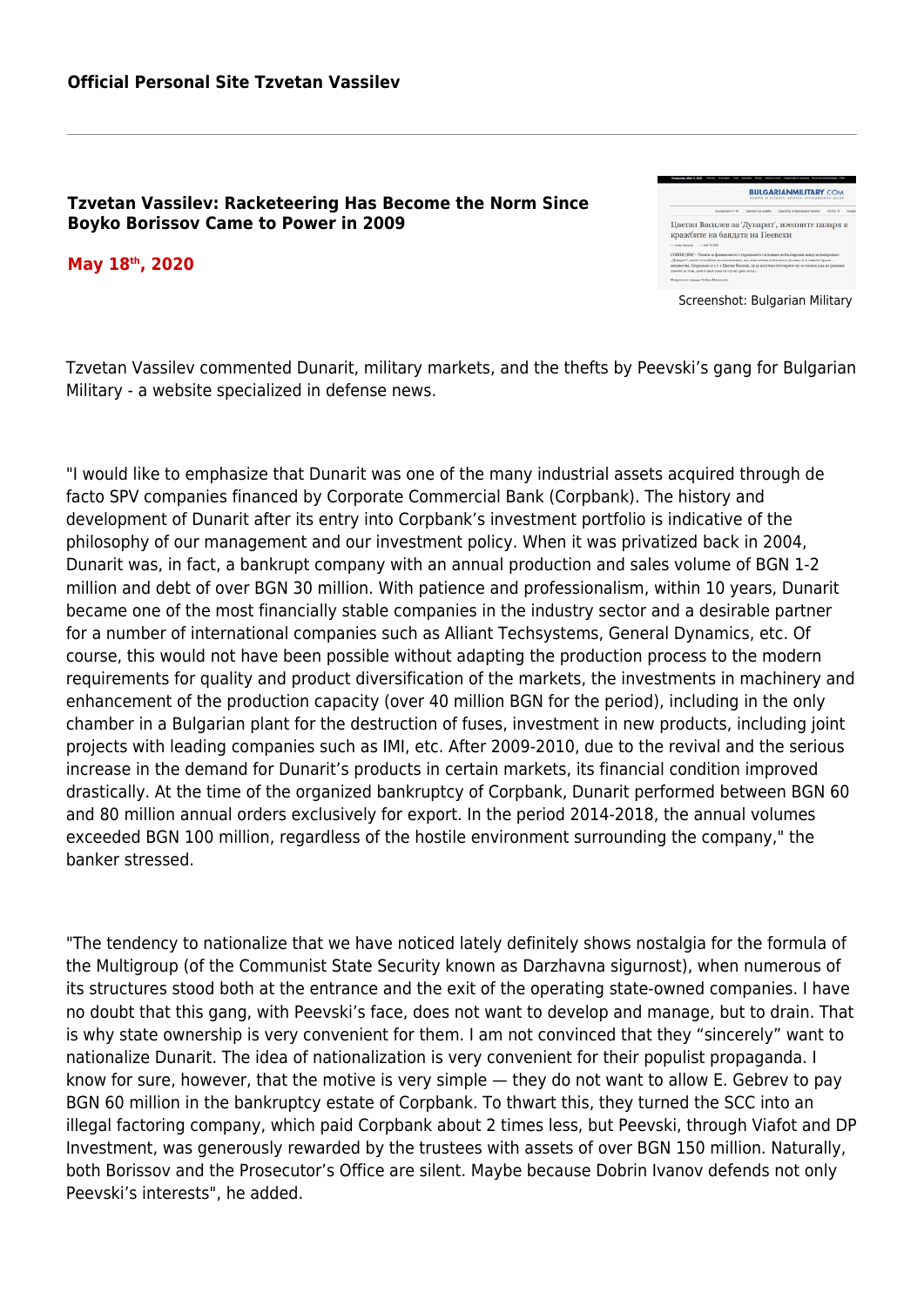**Official Personal Site Tzvetan Vassilev**

## Tzvetan Vassilev: Racketeering Has Become the Norm Since Boyko Borissov Came to Power in 2009

**May 18th, 2020**

Screenshot: Bulgarian Military

Tzvetan Vassilev commented Dunarit, military markets, and the thefts by Peevski's gang for Bulgarian Military - a website specialized in defense news.

"I would like to emphasize that Dunarit was one of the many industrial assets acquired through de facto SPV companies financed by Corporate Commercial Bank (Corpbank). The history and development of Dunarit after its entry into Corpbank's investment portfolio is indicative of the philosophy of our management and our investment policy. When it was privatized back in 2004, Dunarit was, in fact, a bankrupt company with an annual production and sales volume of BGN 1-2 million and debt of over BGN 30 million. With patience and professionalism, within 10 years, Dunarit became one of the most financially stable companies in the industry sector and a desirable partner for a number of international companies such as Alliant Techsystems, General Dynamics, etc. Of course, this would not have been possible without adapting the production process to the modern requirements for quality and product diversification of the markets, the investments in machinery and enhancement of the production capacity (over 40 million BGN for the period), including in the only chamber in a Bulgarian plant for the destruction of fuses, investment in new products, including joint projects with leading companies such as IMI, etc. After 2009-2010, due to the revival and the serious increase in the demand for Dunarit's products in certain markets, its financial condition improved drastically. At the time of the organized bankruptcy of Corpbank, Dunarit performed between BGN 60 and 80 million annual orders exclusively for export. In the period 2014-2018, the annual volumes exceeded BGN 100 million, regardless of the hostile environment surrounding the company," the banker stressed.

"The tendency to nationalize that we have noticed lately definitely shows nostalgia for the formula of the Multigroup (of the Communist State Security known as Darzhavna sigurnost), when numerous of its structures stood both at the entrance and the exit of the operating state-owned companies. I have no doubt that this gang, with Peevski's face, does not want to develop and manage, but to drain. That is why state ownership is very convenient for them. I am not convinced that they "sincerely" want to nationalize Dunarit. The idea of nationalization is very convenient for their populist propaganda. I know for sure, however, that the motive is very simple — they do not want to allow E. Gebrev to pay BGN 60 million in the bankruptcy estate of Corpbank. To thwart this, they turned the SCC into an illegal factoring company, which paid Corpbank about 2 times less, but Peevski, through Viafot and DP Investment, was generously rewarded by the trustees with assets of over BGN 150 million. Naturally, both Borissov and the Prosecutor's Office are silent. Maybe because Dobrin Ivanov defends not only Peevski's interests", he added.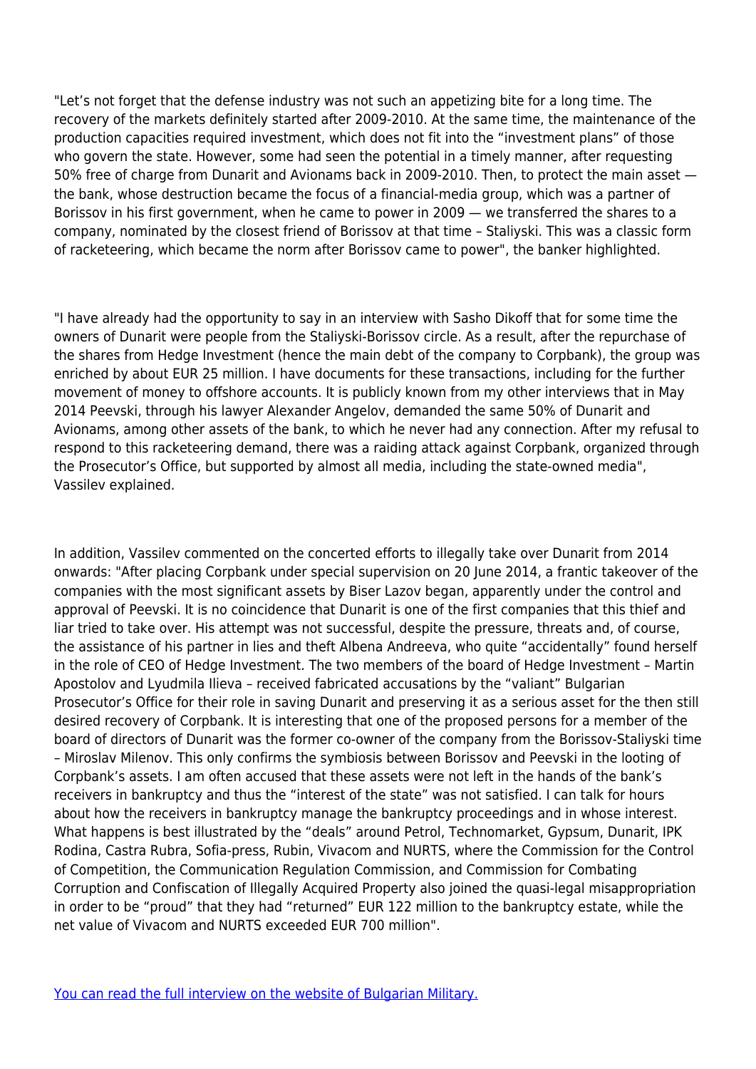"Let's not forget that the defense industry was not such an appetizing bite for a long time. The recovery of the markets definitely started after 2009-2010. At the same time, the maintenance of the production capacities required investment, which does not fit into the "investment plans" of those who govern the state. However, some had seen the potential in a timely manner, after requesting 50% free of charge from Dunarit and Avionams back in 2009-2010. Then, to protect the main asset — the bank, whose destruction became the focus of a financial-media group, which was a partner of Borissov in his first government, when he came to power in 2009 — we transferred the shares to a company, nominated by the closest friend of Borissov at that time – Staliyski. This was a classic form of racketeering, which became the norm after Borissov came to power", the banker highlighted.

"I have already had the opportunity to say in an interview with Sasho Dikoff that for some time the owners of Dunarit were people from the Staliyski-Borissov circle. As a result, after the repurchase of the shares from Hedge Investment (hence the main debt of the company to Corpbank), the group was enriched by about EUR 25 million. I have documents for these transactions, including for the further movement of money to offshore accounts. It is publicly known from my other interviews that in May 2014 Peevski, through his lawyer Alexander Angelov, demanded the same 50% of Dunarit and Avionams, among other assets of the bank, to which he never had any connection. After my refusal to respond to this racketeering demand, there was a raiding attack against Corpbank, organized through the Prosecutor's Office, but supported by almost all media, including the state-owned media", Vassilev explained.

In addition, Vassilev commented on the concerted efforts to illegally take over Dunarit from 2014 onwards: "After placing Corpbank under special supervision on 20 June 2014, a frantic takeover of the companies with the most significant assets by Biser Lazov began, apparently under the control and approval of Peevski. It is no coincidence that Dunarit is one of the first companies that this thief and liar tried to take over. His attempt was not successful, despite the pressure, threats and, of course, the assistance of his partner in lies and theft Albena Andreeva, who quite "accidentally" found herself in the role of CEO of Hedge Investment. The two members of the board of Hedge Investment – Martin Apostolov and Lyudmila Ilieva – received fabricated accusations by the "valiant" Bulgarian Prosecutor's Office for their role in saving Dunarit and preserving it as a serious asset for the then still desired recovery of Corpbank. It is interesting that one of the proposed persons for a member of the board of directors of Dunarit was the former co-owner of the company from the Borissov-Staliyski time – Miroslav Milenov. This only confirms the symbiosis between Borissov and Peevski in the looting of Corpbank's assets. I am often accused that these assets were not left in the hands of the bank's receivers in bankruptcy and thus the "interest of the state" was not satisfied. I can talk for hours about how the receivers in bankruptcy manage the bankruptcy proceedings and in whose interest. What happens is best illustrated by the "deals" around Petrol, Technomarket, Gypsum, Dunarit, IPK Rodina, Castra Rubra, Sofia-press, Rubin, Vivacom and NURTS, where the Commission for the Control of Competition, the Communication Regulation Commission, and Commission for Combating Corruption and Confiscation of Illegally Acquired Property also joined the quasi-legal misappropriation in order to be "proud" that they had "returned" EUR 122 million to the bankruptcy estate, while the net value of Vivacom and NURTS exceeded EUR 700 million".

[You can read the full interview on the website of Bulgarian Military.]